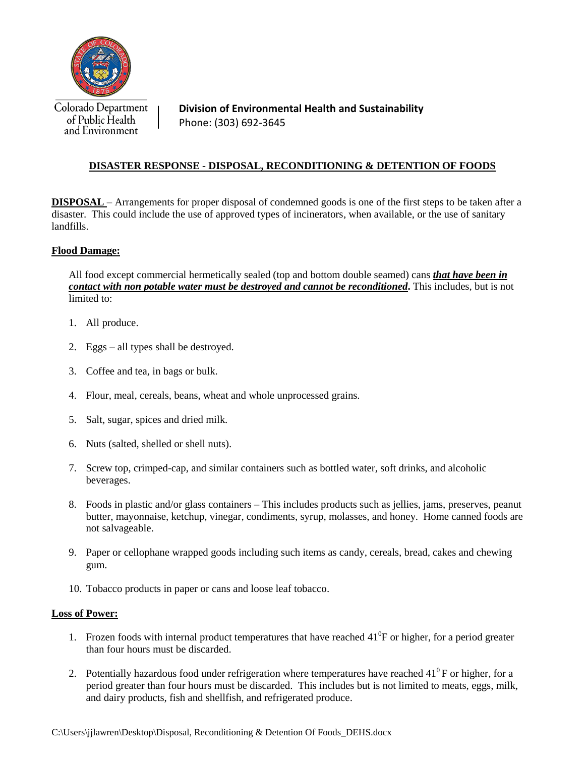Colorado Department of Public Health and Environment

**Division of Environmental Health and Sustainability**
Phone: (303) 692-3645

# DISASTER RESPONSE - DISPOSAL, RECONDITIONING & DETENTION OF FOODS

**DISPOSAL** – Arrangements for proper disposal of condemned goods is one of the first steps to be taken after a disaster. This could include the use of approved types of incinerators, when available, or the use of sanitary landfills.

**Flood Damage:**

All food except commercial hermetically sealed (top and bottom double seamed) cans ***that have been in contact with non potable water must be destroyed and cannot be reconditioned*.** This includes, but is not limited to:

1. All produce.
2. Eggs – all types shall be destroyed.
3. Coffee and tea, in bags or bulk.
4. Flour, meal, cereals, beans, wheat and whole unprocessed grains.
5. Salt, sugar, spices and dried milk.
6. Nuts (salted, shelled or shell nuts).
7. Screw top, crimped-cap, and similar containers such as bottled water, soft drinks, and alcoholic beverages.
8. Foods in plastic and/or glass containers – This includes products such as jellies, jams, preserves, peanut butter, mayonnaise, ketchup, vinegar, condiments, syrup, molasses, and honey. Home canned foods are not salvageable.
9. Paper or cellophane wrapped goods including such items as candy, cereals, bread, cakes and chewing gum.
10. Tobacco products in paper or cans and loose leaf tobacco.

**Loss of Power:**

1. Frozen foods with internal product temperatures that have reached $41^0$F or higher, for a period greater than four hours must be discarded.
2. Potentially hazardous food under refrigeration where temperatures have reached $41^0$ F or higher, for a period greater than four hours must be discarded. This includes but is not limited to meats, eggs, milk, and dairy products, fish and shellfish, and refrigerated produce.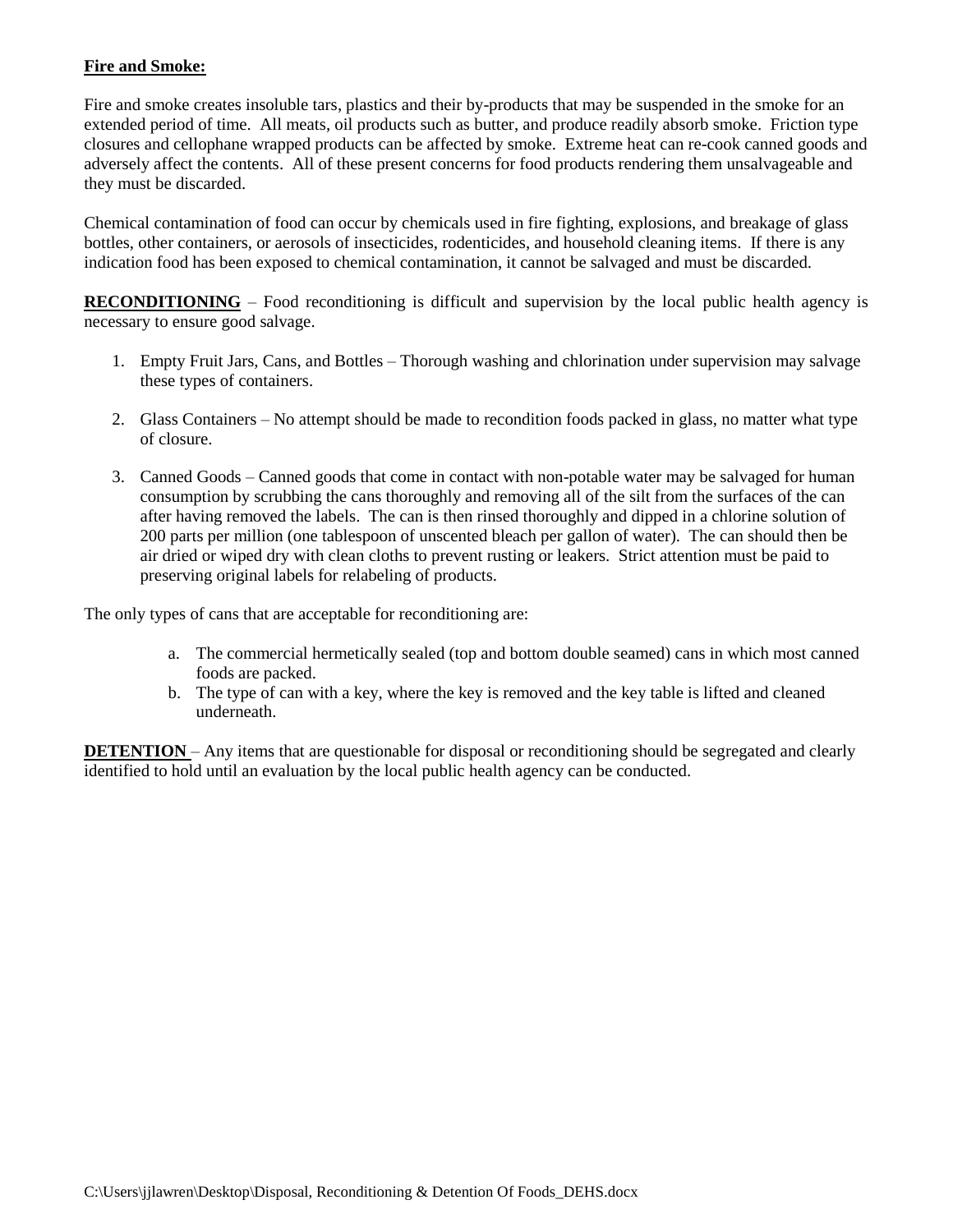**Fire and Smoke:**

Fire and smoke creates insoluble tars, plastics and their by-products that may be suspended in the smoke for an extended period of time. All meats, oil products such as butter, and produce readily absorb smoke. Friction type closures and cellophane wrapped products can be affected by smoke. Extreme heat can re-cook canned goods and adversely affect the contents. All of these present concerns for food products rendering them unsalvageable and they must be discarded.

Chemical contamination of food can occur by chemicals used in fire fighting, explosions, and breakage of glass bottles, other containers, or aerosols of insecticides, rodenticides, and household cleaning items. If there is any indication food has been exposed to chemical contamination, it cannot be salvaged and must be discarded.

**RECONDITIONING** – Food reconditioning is difficult and supervision by the local public health agency is necessary to ensure good salvage.

1. Empty Fruit Jars, Cans, and Bottles – Thorough washing and chlorination under supervision may salvage these types of containers.

2. Glass Containers – No attempt should be made to recondition foods packed in glass, no matter what type of closure.

3. Canned Goods – Canned goods that come in contact with non-potable water may be salvaged for human consumption by scrubbing the cans thoroughly and removing all of the silt from the surfaces of the can after having removed the labels. The can is then rinsed thoroughly and dipped in a chlorine solution of 200 parts per million (one tablespoon of unscented bleach per gallon of water). The can should then be air dried or wiped dry with clean cloths to prevent rusting or leakers. Strict attention must be paid to preserving original labels for relabeling of products.

The only types of cans that are acceptable for reconditioning are:

a. The commercial hermetically sealed (top and bottom double seamed) cans in which most canned foods are packed.
b. The type of can with a key, where the key is removed and the key table is lifted and cleaned underneath.

**DETENTION** – Any items that are questionable for disposal or reconditioning should be segregated and clearly identified to hold until an evaluation by the local public health agency can be conducted.